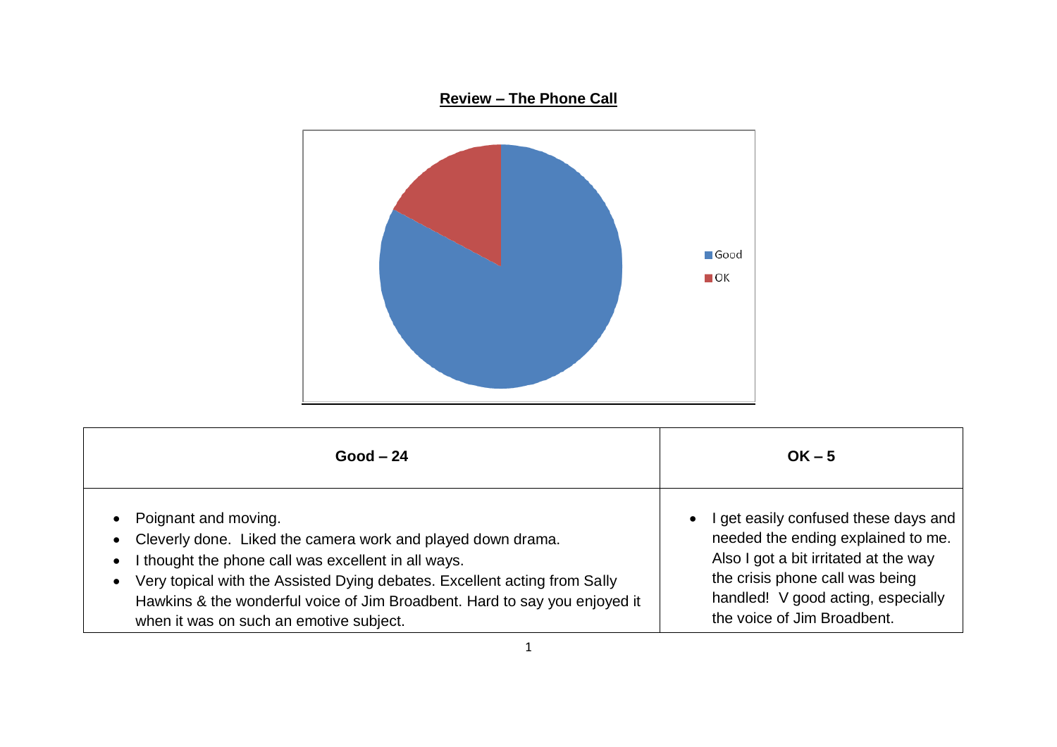**Review – The Phone Call**

| Good – 24 | OK – 5 |
|---|---|
| • Poignant and moving.<br>• Cleverly done. Liked the camera work and played down drama.<br>• I thought the phone call was excellent in all ways.<br>• Very topical with the Assisted Dying debates. Excellent acting from Sally Hawkins & the wonderful voice of Jim Broadbent. Hard to say you enjoyed it when it was on such an emotive subject. | • I get easily confused these days and needed the ending explained to me. Also I got a bit irritated at the way the crisis phone call was being handled! V good acting, especially the voice of Jim Broadbent. |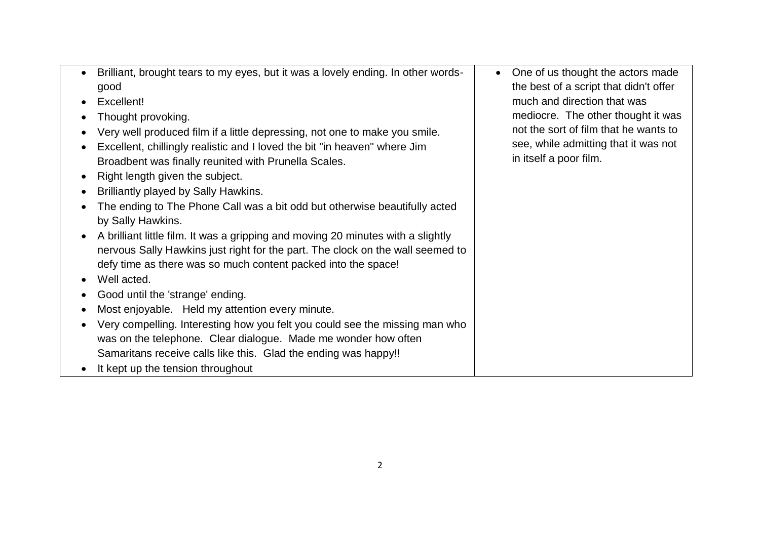| | |
|---|---|
| • Brilliant, brought tears to my eyes, but it was a lovely ending. In other words- good<br>• Excellent!<br>• Thought provoking.<br>• Very well produced film if a little depressing, not one to make you smile.<br>• Excellent, chillingly realistic and I loved the bit "in heaven" where Jim Broadbent was finally reunited with Prunella Scales.<br>• Right length given the subject.<br>• Brilliantly played by Sally Hawkins.<br>• The ending to The Phone Call was a bit odd but otherwise beautifully acted by Sally Hawkins.<br>• A brilliant little film. It was a gripping and moving 20 minutes with a slightly nervous Sally Hawkins just right for the part. The clock on the wall seemed to defy time as there was so much content packed into the space!<br>• Well acted.<br>• Good until the 'strange' ending.<br>• Most enjoyable. Held my attention every minute.<br>• Very compelling. Interesting how you felt you could see the missing man who was on the telephone. Clear dialogue. Made me wonder how often Samaritans receive calls like this. Glad the ending was happy!!<br>• It kept up the tension throughout | • One of us thought the actors made the best of a script that didn't offer much and direction that was mediocre. The other thought it was not the sort of film that he wants to see, while admitting that it was not in itself a poor film. |